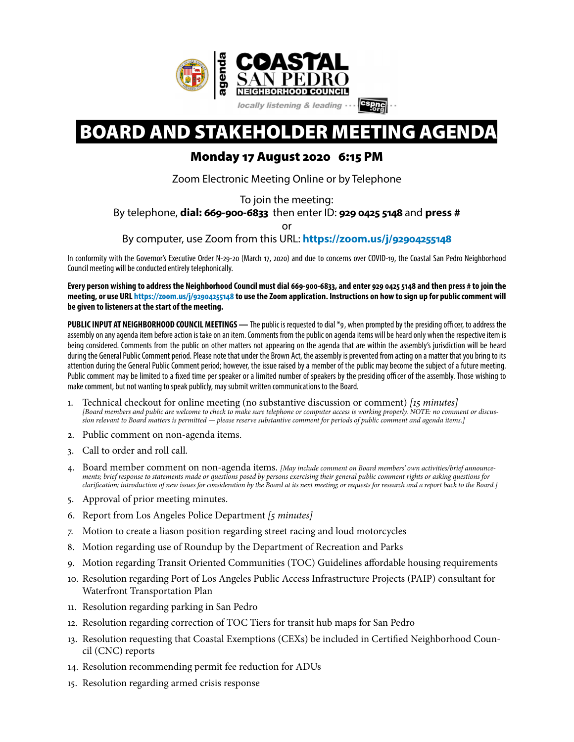agenda

# COASTAL SAN PEDRO NEIGHBORHOOD COUNCIL

*locally listening & leading ··· cspnc.org ··*

# BOARD AND STAKEHOLDER MEETING AGENDA

## Monday 17 August 2020 6:15 PM

Zoom Electronic Meeting Online or by Telephone

To join the meeting:
By telephone, **dial: 669-900-6833** then enter ID: **929 0425 5148** and **press #**
or
By computer, use Zoom from this URL: **https://zoom.us/j/92904255148**

In conformity with the Governor's Executive Order N-29-20 (March 17, 2020) and due to concerns over COVID-19, the Coastal San Pedro Neighborhood Council meeting will be conducted entirely telephonically.

**Every person wishing to address the Neighborhood Council must dial 669-900-6833, and enter 929 0425 5148 and then press # to join the meeting, or use URL https://zoom.us/j/92904255148 to use the Zoom application. Instructions on how to sign up for public comment will be given to listeners at the start of the meeting.**

**PUBLIC INPUT AT NEIGHBORHOOD COUNCIL MEETINGS —** The public is requested to dial *9, when prompted by the presiding officer, to address the assembly on any agenda item before action is take on an item. Comments from the public on agenda items will be heard only when the respective item is being considered. Comments from the public on other matters not appearing on the agenda that are within the assembly's jurisdiction will be heard during the General Public Comment period. Please note that under the Brown Act, the assembly is prevented from acting on a matter that you bring to its attention during the General Public Comment period; however, the issue raised by a member of the public may become the subject of a future meeting. Public comment may be limited to a fixed time per speaker or a limited number of speakers by the presiding officer of the assembly. Those wishing to make comment, but not wanting to speak publicly, may submit written communications to the Board.

1. Technical checkout for online meeting (no substantive discussion or comment) *[15 minutes]*
   *[Board members and public are welcome to check to make sure telephone or computer access is working properly. NOTE: no comment or discussion relevant to Board matters is permitted — please reserve substantive comment for periods of public comment and agenda items.]*
2. Public comment on non-agenda items.
3. Call to order and roll call.
4. Board member comment on non-agenda items. *[May include comment on Board members' own activities/brief announcements; brief response to statements made or questions posed by persons exercising their general public comment rights or asking questions for clarification; introduction of new issues for consideration by the Board at its next meeting; or requests for research and a report back to the Board.]*
5. Approval of prior meeting minutes.
6. Report from Los Angeles Police Department *[5 minutes]*
7. Motion to create a liason position regarding street racing and loud motorcycles
8. Motion regarding use of Roundup by the Department of Recreation and Parks
9. Motion regarding Transit Oriented Communities (TOC) Guidelines affordable housing requirements
10. Resolution regarding Port of Los Angeles Public Access Infrastructure Projects (PAIP) consultant for Waterfront Transportation Plan
11. Resolution regarding parking in San Pedro
12. Resolution regarding correction of TOC Tiers for transit hub maps for San Pedro
13. Resolution requesting that Coastal Exemptions (CEXs) be included in Certified Neighborhood Council (CNC) reports
14. Resolution recommending permit fee reduction for ADUs
15. Resolution regarding armed crisis response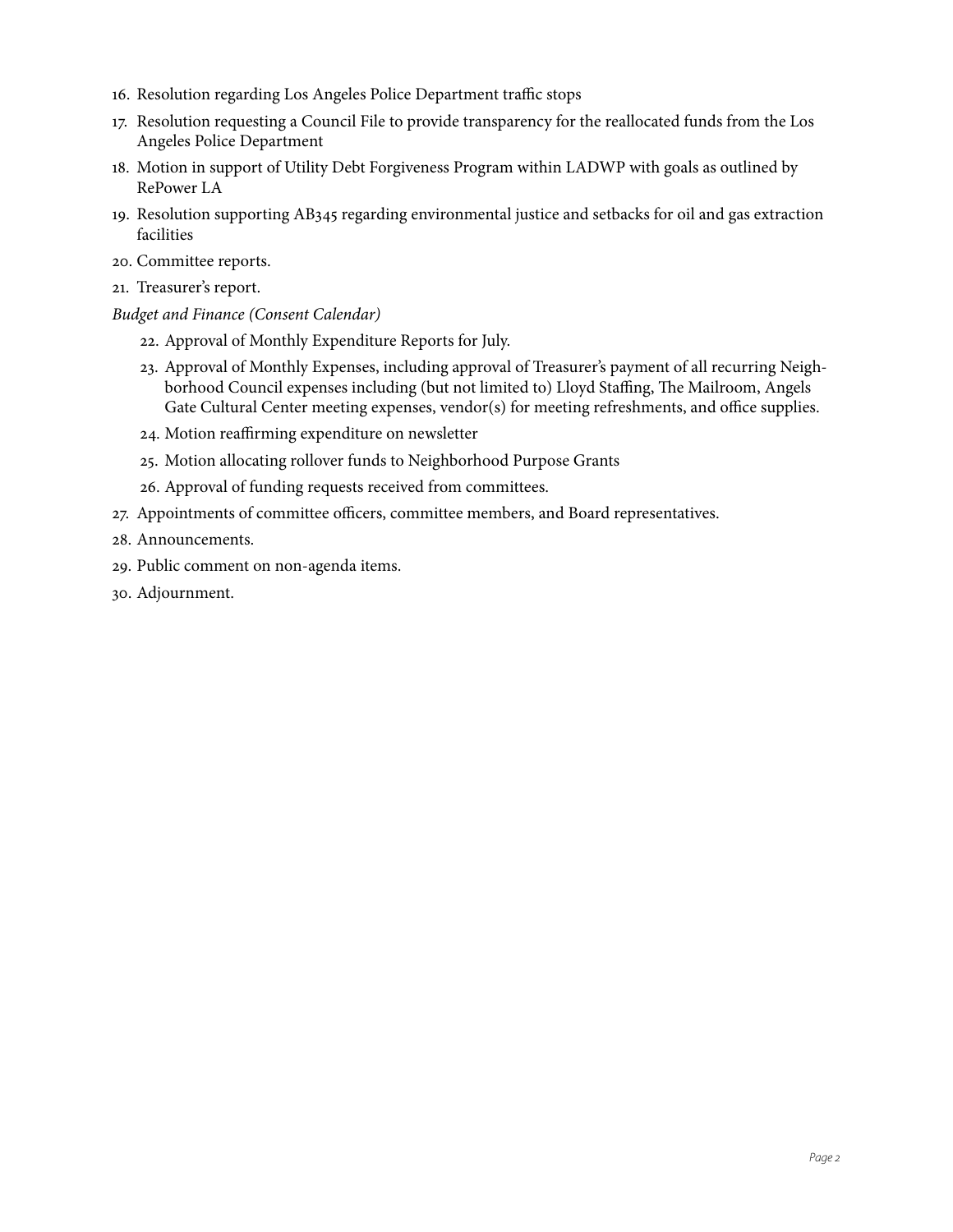16. Resolution regarding Los Angeles Police Department traffic stops
17. Resolution requesting a Council File to provide transparency for the reallocated funds from the Los Angeles Police Department
18. Motion in support of Utility Debt Forgiveness Program within LADWP with goals as outlined by RePower LA
19. Resolution supporting AB345 regarding environmental justice and setbacks for oil and gas extraction facilities
20. Committee reports.
21. Treasurer's report.

*Budget and Finance (Consent Calendar)*

22. Approval of Monthly Expenditure Reports for July.
23. Approval of Monthly Expenses, including approval of Treasurer's payment of all recurring Neighborhood Council expenses including (but not limited to) Lloyd Staffing, The Mailroom, Angels Gate Cultural Center meeting expenses, vendor(s) for meeting refreshments, and office supplies.
24. Motion reaffirming expenditure on newsletter
25. Motion allocating rollover funds to Neighborhood Purpose Grants
26. Approval of funding requests received from committees.

27. Appointments of committee officers, committee members, and Board representatives.
28. Announcements.
29. Public comment on non-agenda items.
30. Adjournment.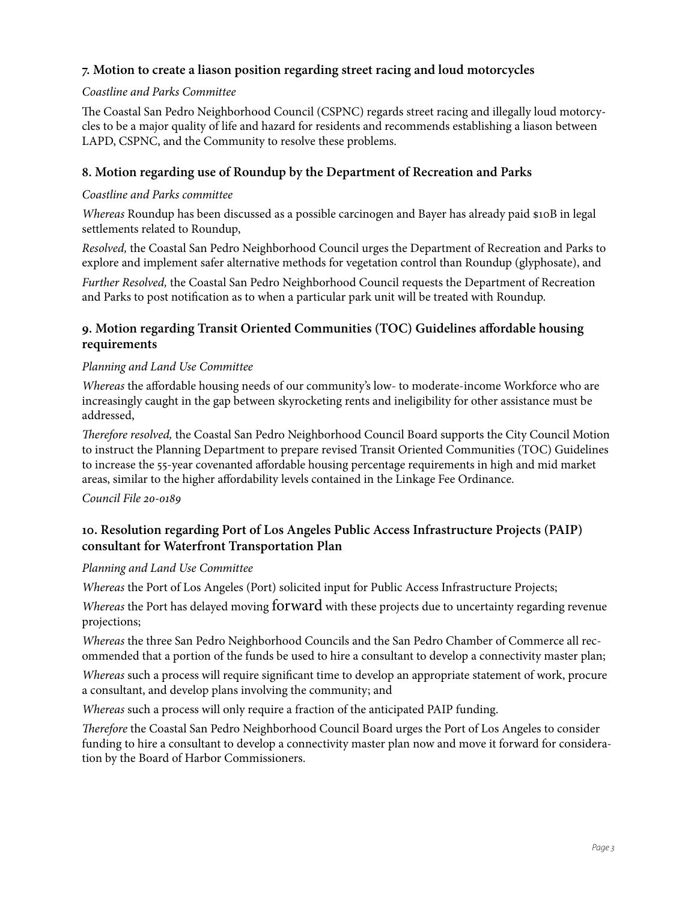### 7. Motion to create a liason position regarding street racing and loud motorcycles

*Coastline and Parks Committee*

The Coastal San Pedro Neighborhood Council (CSPNC) regards street racing and illegally loud motorcycles to be a major quality of life and hazard for residents and recommends establishing a liason between LAPD, CSPNC, and the Community to resolve these problems.

### 8. Motion regarding use of Roundup by the Department of Recreation and Parks

*Coastline and Parks committee*

*Whereas* Roundup has been discussed as a possible carcinogen and Bayer has already paid $10B in legal settlements related to Roundup,

*Resolved,* the Coastal San Pedro Neighborhood Council urges the Department of Recreation and Parks to explore and implement safer alternative methods for vegetation control than Roundup (glyphosate), and

*Further Resolved,* the Coastal San Pedro Neighborhood Council requests the Department of Recreation and Parks to post notification as to when a particular park unit will be treated with Roundup.

### 9. Motion regarding Transit Oriented Communities (TOC) Guidelines affordable housing requirements

*Planning and Land Use Committee*

*Whereas* the affordable housing needs of our community's low- to moderate-income Workforce who are increasingly caught in the gap between skyrocketing rents and ineligibility for other assistance must be addressed,

*Therefore resolved,* the Coastal San Pedro Neighborhood Council Board supports the City Council Motion to instruct the Planning Department to prepare revised Transit Oriented Communities (TOC) Guidelines to increase the 55-year covenanted affordable housing percentage requirements in high and mid market areas, similar to the higher affordability levels contained in the Linkage Fee Ordinance.

*Council File 20-0189*

### 10. Resolution regarding Port of Los Angeles Public Access Infrastructure Projects (PAIP) consultant for Waterfront Transportation Plan

*Planning and Land Use Committee*

*Whereas* the Port of Los Angeles (Port) solicited input for Public Access Infrastructure Projects;

*Whereas* the Port has delayed moving forward with these projects due to uncertainty regarding revenue projections;

*Whereas* the three San Pedro Neighborhood Councils and the San Pedro Chamber of Commerce all recommended that a portion of the funds be used to hire a consultant to develop a connectivity master plan;

*Whereas* such a process will require significant time to develop an appropriate statement of work, procure a consultant, and develop plans involving the community; and

*Whereas* such a process will only require a fraction of the anticipated PAIP funding.

*Therefore* the Coastal San Pedro Neighborhood Council Board urges the Port of Los Angeles to consider funding to hire a consultant to develop a connectivity master plan now and move it forward for consideration by the Board of Harbor Commissioners.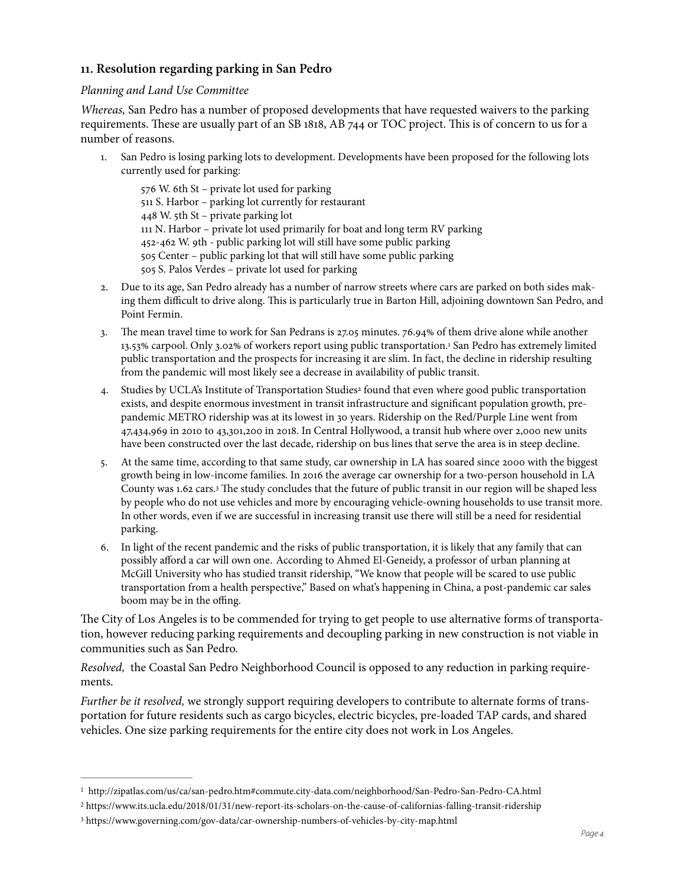### 11. Resolution regarding parking in San Pedro

*Planning and Land Use Committee*

*Whereas,* San Pedro has a number of proposed developments that have requested waivers to the parking requirements. These are usually part of an SB 1818, AB 744 or TOC project. This is of concern to us for a number of reasons.

1. San Pedro is losing parking lots to development. Developments have been proposed for the following lots currently used for parking:

   576 W. 6th St – private lot used for parking
   511 S. Harbor – parking lot currently for restaurant
   448 W. 5th St – private parking lot
   111 N. Harbor – private lot used primarily for boat and long term RV parking
   452-462 W. 9th - public parking lot will still have some public parking
   505 Center – public parking lot that will still have some public parking
   505 S. Palos Verdes – private lot used for parking

2. Due to its age, San Pedro already has a number of narrow streets where cars are parked on both sides making them difficult to drive along. This is particularly true in Barton Hill, adjoining downtown San Pedro, and Point Fermin.
3. The mean travel time to work for San Pedrans is 27.05 minutes. 76.94% of them drive alone while another 13.53% carpool. Only 3.02% of workers report using public transportation.[1] San Pedro has extremely limited public transportation and the prospects for increasing it are slim. In fact, the decline in ridership resulting from the pandemic will most likely see a decrease in availability of public transit.
4. Studies by UCLA's Institute of Transportation Studies[2] found that even where good public transportation exists, and despite enormous investment in transit infrastructure and significant population growth, pre-pandemic METRO ridership was at its lowest in 30 years. Ridership on the Red/Purple Line went from 47,434,969 in 2010 to 43,301,200 in 2018. In Central Hollywood, a transit hub where over 2,000 new units have been constructed over the last decade, ridership on bus lines that serve the area is in steep decline.
5. At the same time, according to that same study, car ownership in LA has soared since 2000 with the biggest growth being in low-income families. In 2016 the average car ownership for a two-person household in LA County was 1.62 cars.[3] The study concludes that the future of public transit in our region will be shaped less by people who do not use vehicles and more by encouraging vehicle-owning households to use transit more. In other words, even if we are successful in increasing transit use there will still be a need for residential parking.
6. In light of the recent pandemic and the risks of public transportation, it is likely that any family that can possibly afford a car will own one. According to Ahmed El-Geneidy, a professor of urban planning at McGill University who has studied transit ridership, "We know that people will be scared to use public transportation from a health perspective," Based on what's happening in China, a post-pandemic car sales boom may be in the offing.

The City of Los Angeles is to be commended for trying to get people to use alternative forms of transportation, however reducing parking requirements and decoupling parking in new construction is not viable in communities such as San Pedro.

*Resolved,* the Coastal San Pedro Neighborhood Council is opposed to any reduction in parking requirements.

*Further be it resolved,* we strongly support requiring developers to contribute to alternate forms of transportation for future residents such as cargo bicycles, electric bicycles, pre-loaded TAP cards, and shared vehicles. One size parking requirements for the entire city does not work in Los Angeles.

---

[1] http://zipatlas.com/us/ca/san-pedro.htm#commute.city-data.com/neighborhood/San-Pedro-San-Pedro-CA.html

[2] https://www.its.ucla.edu/2018/01/31/new-report-its-scholars-on-the-cause-of-californias-falling-transit-ridership

[3] https://www.governing.com/gov-data/car-ownership-numbers-of-vehicles-by-city-map.html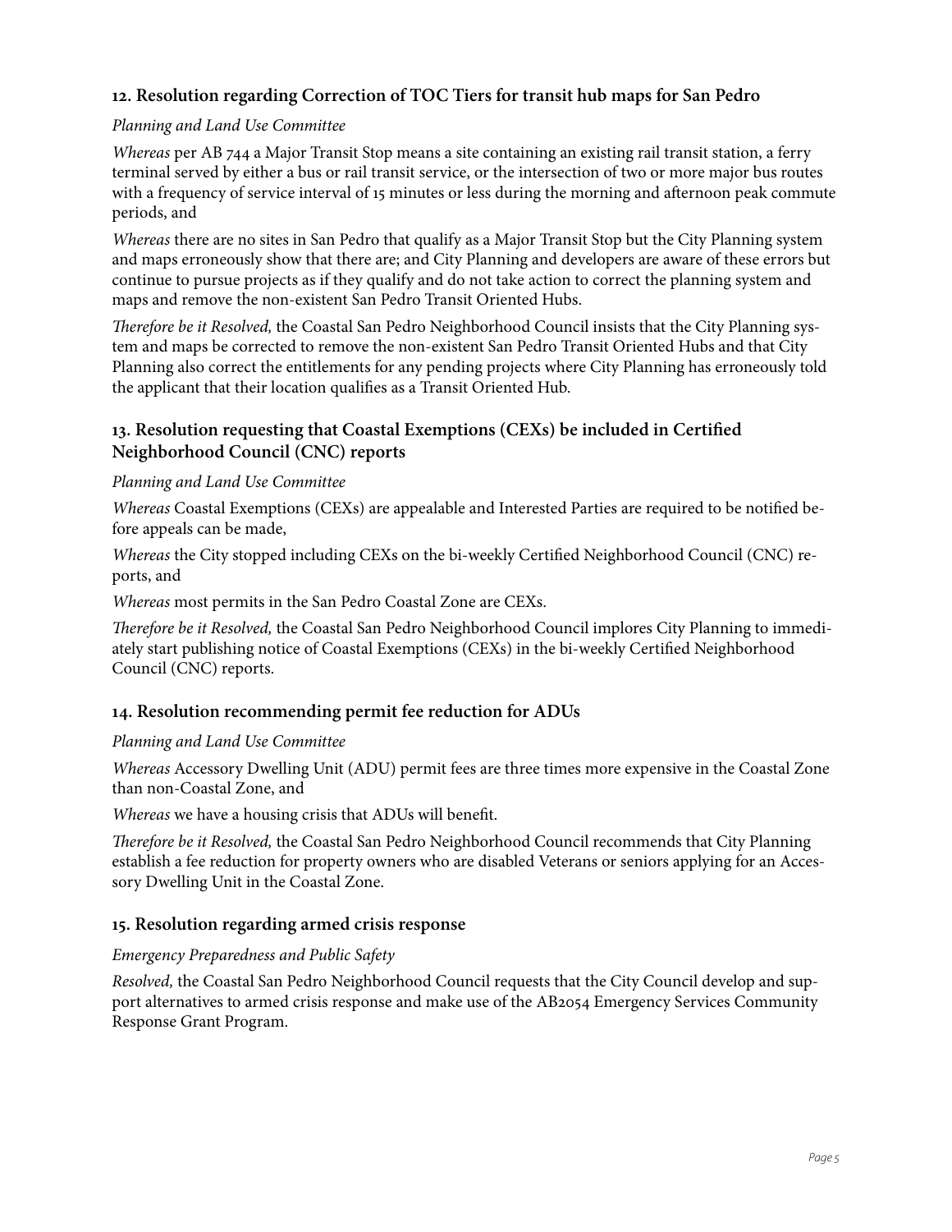### 12. Resolution regarding Correction of TOC Tiers for transit hub maps for San Pedro

*Planning and Land Use Committee*

*Whereas* per AB 744 a Major Transit Stop means a site containing an existing rail transit station, a ferry terminal served by either a bus or rail transit service, or the intersection of two or more major bus routes with a frequency of service interval of 15 minutes or less during the morning and afternoon peak commute periods, and

*Whereas* there are no sites in San Pedro that qualify as a Major Transit Stop but the City Planning system and maps erroneously show that there are; and City Planning and developers are aware of these errors but continue to pursue projects as if they qualify and do not take action to correct the planning system and maps and remove the non-existent San Pedro Transit Oriented Hubs.

*Therefore be it Resolved,* the Coastal San Pedro Neighborhood Council insists that the City Planning system and maps be corrected to remove the non-existent San Pedro Transit Oriented Hubs and that City Planning also correct the entitlements for any pending projects where City Planning has erroneously told the applicant that their location qualifies as a Transit Oriented Hub.

### 13. Resolution requesting that Coastal Exemptions (CEXs) be included in Certified Neighborhood Council (CNC) reports

*Planning and Land Use Committee*

*Whereas* Coastal Exemptions (CEXs) are appealable and Interested Parties are required to be notified before appeals can be made,

*Whereas* the City stopped including CEXs on the bi-weekly Certified Neighborhood Council (CNC) reports, and

*Whereas* most permits in the San Pedro Coastal Zone are CEXs.

*Therefore be it Resolved,* the Coastal San Pedro Neighborhood Council implores City Planning to immediately start publishing notice of Coastal Exemptions (CEXs) in the bi-weekly Certified Neighborhood Council (CNC) reports.

### 14. Resolution recommending permit fee reduction for ADUs

*Planning and Land Use Committee*

*Whereas* Accessory Dwelling Unit (ADU) permit fees are three times more expensive in the Coastal Zone than non-Coastal Zone, and

*Whereas* we have a housing crisis that ADUs will benefit.

*Therefore be it Resolved,* the Coastal San Pedro Neighborhood Council recommends that City Planning establish a fee reduction for property owners who are disabled Veterans or seniors applying for an Accessory Dwelling Unit in the Coastal Zone.

### 15. Resolution regarding armed crisis response

*Emergency Preparedness and Public Safety*

*Resolved,* the Coastal San Pedro Neighborhood Council requests that the City Council develop and support alternatives to armed crisis response and make use of the AB2054 Emergency Services Community Response Grant Program.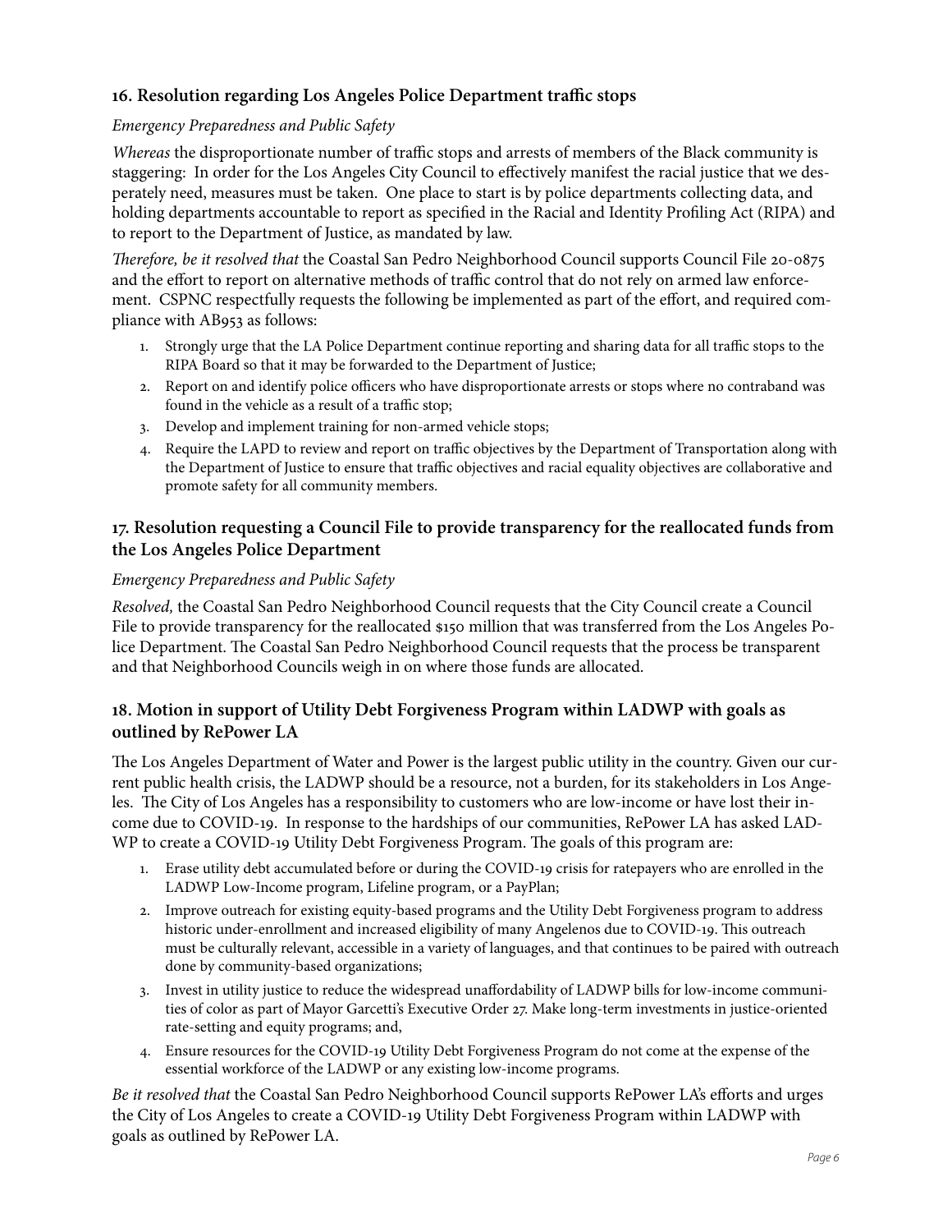### 16. Resolution regarding Los Angeles Police Department traffic stops

*Emergency Preparedness and Public Safety*

*Whereas* the disproportionate number of traffic stops and arrests of members of the Black community is staggering: In order for the Los Angeles City Council to effectively manifest the racial justice that we desperately need, measures must be taken. One place to start is by police departments collecting data, and holding departments accountable to report as specified in the Racial and Identity Profiling Act (RIPA) and to report to the Department of Justice, as mandated by law.

*Therefore, be it resolved that* the Coastal San Pedro Neighborhood Council supports Council File 20-0875 and the effort to report on alternative methods of traffic control that do not rely on armed law enforcement. CSPNC respectfully requests the following be implemented as part of the effort, and required compliance with AB953 as follows:

1. Strongly urge that the LA Police Department continue reporting and sharing data for all traffic stops to the RIPA Board so that it may be forwarded to the Department of Justice;
2. Report on and identify police officers who have disproportionate arrests or stops where no contraband was found in the vehicle as a result of a traffic stop;
3. Develop and implement training for non-armed vehicle stops;
4. Require the LAPD to review and report on traffic objectives by the Department of Transportation along with the Department of Justice to ensure that traffic objectives and racial equality objectives are collaborative and promote safety for all community members.

### 17. Resolution requesting a Council File to provide transparency for the reallocated funds from the Los Angeles Police Department

*Emergency Preparedness and Public Safety*

*Resolved,* the Coastal San Pedro Neighborhood Council requests that the City Council create a Council File to provide transparency for the reallocated $150 million that was transferred from the Los Angeles Police Department. The Coastal San Pedro Neighborhood Council requests that the process be transparent and that Neighborhood Councils weigh in on where those funds are allocated.

### 18. Motion in support of Utility Debt Forgiveness Program within LADWP with goals as outlined by RePower LA

The Los Angeles Department of Water and Power is the largest public utility in the country. Given our current public health crisis, the LADWP should be a resource, not a burden, for its stakeholders in Los Angeles. The City of Los Angeles has a responsibility to customers who are low-income or have lost their income due to COVID-19. In response to the hardships of our communities, RePower LA has asked LADWP to create a COVID-19 Utility Debt Forgiveness Program. The goals of this program are:

1. Erase utility debt accumulated before or during the COVID-19 crisis for ratepayers who are enrolled in the LADWP Low-Income program, Lifeline program, or a PayPlan;
2. Improve outreach for existing equity-based programs and the Utility Debt Forgiveness program to address historic under-enrollment and increased eligibility of many Angelenos due to COVID-19. This outreach must be culturally relevant, accessible in a variety of languages, and that continues to be paired with outreach done by community-based organizations;
3. Invest in utility justice to reduce the widespread unaffordability of LADWP bills for low-income communities of color as part of Mayor Garcetti's Executive Order 27. Make long-term investments in justice-oriented rate-setting and equity programs; and,
4. Ensure resources for the COVID-19 Utility Debt Forgiveness Program do not come at the expense of the essential workforce of the LADWP or any existing low-income programs.

*Be it resolved that* the Coastal San Pedro Neighborhood Council supports RePower LA's efforts and urges the City of Los Angeles to create a COVID-19 Utility Debt Forgiveness Program within LADWP with goals as outlined by RePower LA.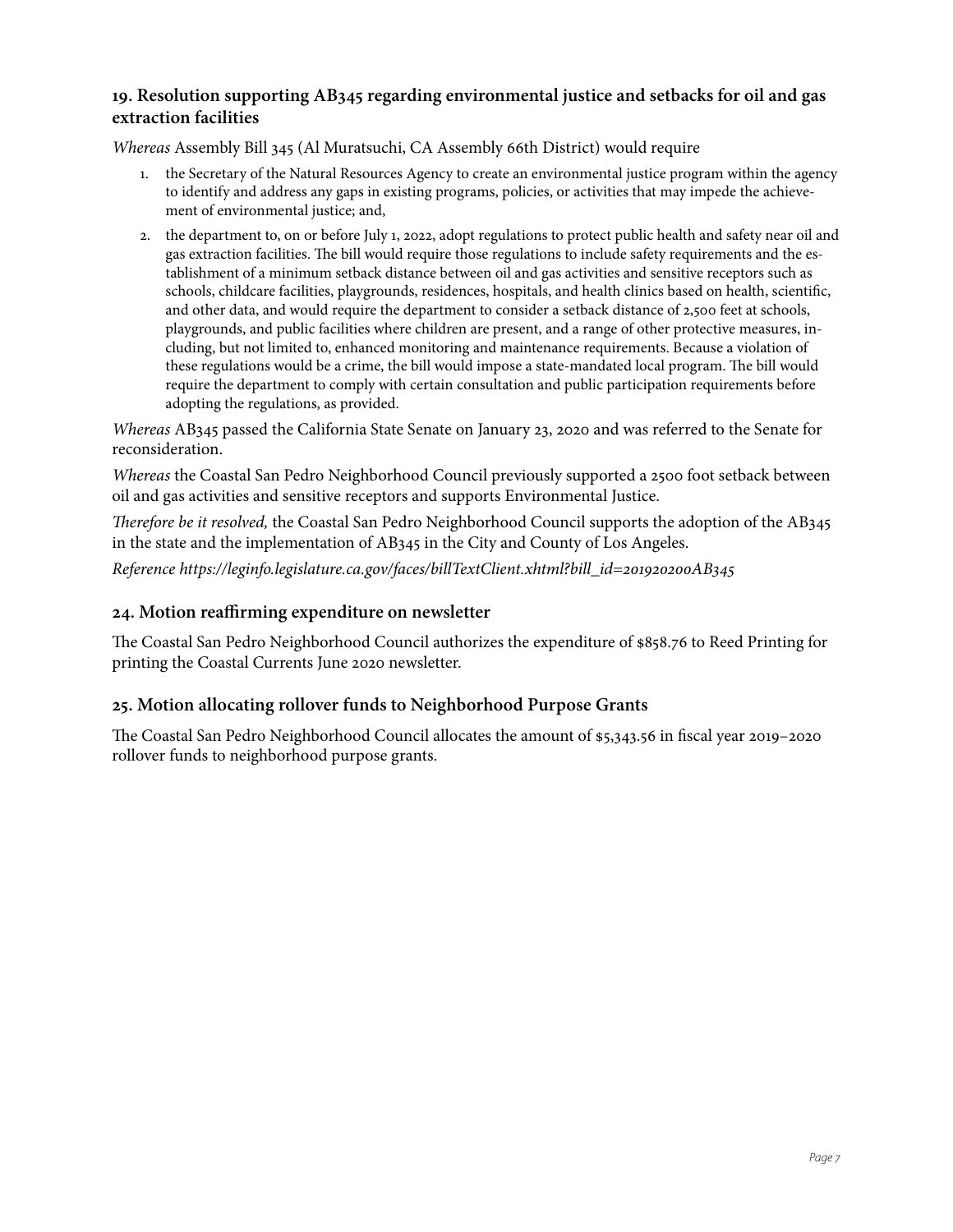## 19. Resolution supporting AB345 regarding environmental justice and setbacks for oil and gas extraction facilities

*Whereas* Assembly Bill 345 (Al Muratsuchi, CA Assembly 66th District) would require

1. the Secretary of the Natural Resources Agency to create an environmental justice program within the agency to identify and address any gaps in existing programs, policies, or activities that may impede the achievement of environmental justice; and,
2. the department to, on or before July 1, 2022, adopt regulations to protect public health and safety near oil and gas extraction facilities. The bill would require those regulations to include safety requirements and the establishment of a minimum setback distance between oil and gas activities and sensitive receptors such as schools, childcare facilities, playgrounds, residences, hospitals, and health clinics based on health, scientific, and other data, and would require the department to consider a setback distance of 2,500 feet at schools, playgrounds, and public facilities where children are present, and a range of other protective measures, including, but not limited to, enhanced monitoring and maintenance requirements. Because a violation of these regulations would be a crime, the bill would impose a state-mandated local program. The bill would require the department to comply with certain consultation and public participation requirements before adopting the regulations, as provided.

*Whereas* AB345 passed the California State Senate on January 23, 2020 and was referred to the Senate for reconsideration.

*Whereas* the Coastal San Pedro Neighborhood Council previously supported a 2500 foot setback between oil and gas activities and sensitive receptors and supports Environmental Justice.

*Therefore be it resolved,* the Coastal San Pedro Neighborhood Council supports the adoption of the AB345 in the state and the implementation of AB345 in the City and County of Los Angeles.

*Reference https://leginfo.legislature.ca.gov/faces/billTextClient.xhtml?bill_id=201920200AB345*

## 24. Motion reaffirming expenditure on newsletter

The Coastal San Pedro Neighborhood Council authorizes the expenditure of $858.76 to Reed Printing for printing the Coastal Currents June 2020 newsletter.

## 25. Motion allocating rollover funds to Neighborhood Purpose Grants

The Coastal San Pedro Neighborhood Council allocates the amount of $5,343.56 in fiscal year 2019–2020 rollover funds to neighborhood purpose grants.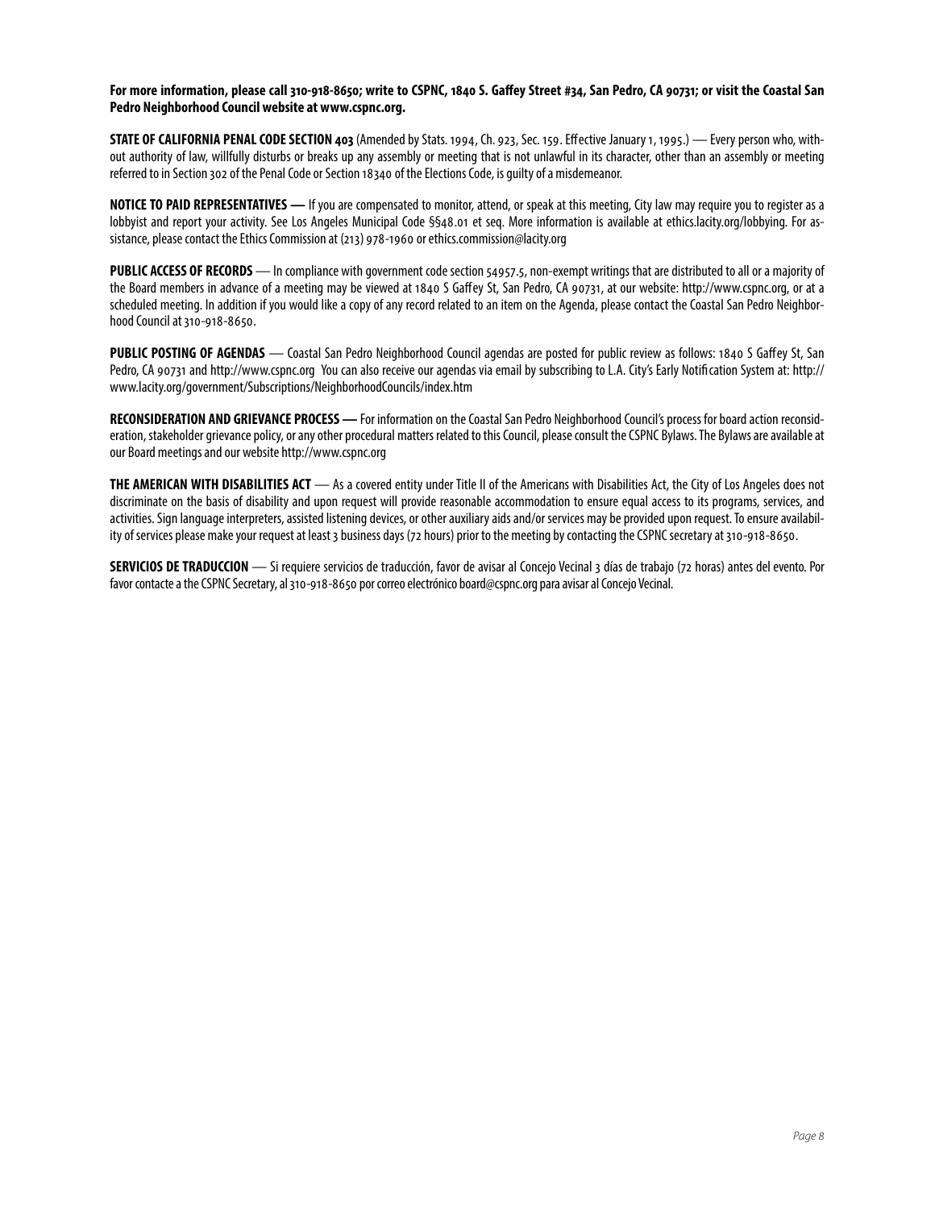**For more information, please call 310-918-8650; write to CSPNC, 1840 S. Gaffey Street #34, San Pedro, CA 90731; or visit the Coastal San Pedro Neighborhood Council website at www.cspnc.org.**

**STATE OF CALIFORNIA PENAL CODE SECTION 403** (Amended by Stats. 1994, Ch. 923, Sec. 159. Effective January 1, 1995.) — Every person who, without authority of law, willfully disturbs or breaks up any assembly or meeting that is not unlawful in its character, other than an assembly or meeting referred to in Section 302 of the Penal Code or Section 18340 of the Elections Code, is guilty of a misdemeanor.

**NOTICE TO PAID REPRESENTATIVES —** If you are compensated to monitor, attend, or speak at this meeting, City law may require you to register as a lobbyist and report your activity. See Los Angeles Municipal Code §§48.01 et seq. More information is available at ethics.lacity.org/lobbying. For assistance, please contact the Ethics Commission at (213) 978-1960 or ethics.commission@lacity.org

**PUBLIC ACCESS OF RECORDS** — In compliance with government code section 54957.5, non-exempt writings that are distributed to all or a majority of the Board members in advance of a meeting may be viewed at 1840 S Gaffey St, San Pedro, CA 90731, at our website: http://www.cspnc.org, or at a scheduled meeting. In addition if you would like a copy of any record related to an item on the Agenda, please contact the Coastal San Pedro Neighborhood Council at 310-918-8650.

**PUBLIC POSTING OF AGENDAS** — Coastal San Pedro Neighborhood Council agendas are posted for public review as follows: 1840 S Gaffey St, San Pedro, CA 90731 and http://www.cspnc.org You can also receive our agendas via email by subscribing to L.A. City's Early Notification System at: http://www.lacity.org/government/Subscriptions/NeighborhoodCouncils/index.htm

**RECONSIDERATION AND GRIEVANCE PROCESS —** For information on the Coastal San Pedro Neighborhood Council's process for board action reconsideration, stakeholder grievance policy, or any other procedural matters related to this Council, please consult the CSPNC Bylaws. The Bylaws are available at our Board meetings and our website http://www.cspnc.org

**THE AMERICAN WITH DISABILITIES ACT** — As a covered entity under Title II of the Americans with Disabilities Act, the City of Los Angeles does not discriminate on the basis of disability and upon request will provide reasonable accommodation to ensure equal access to its programs, services, and activities. Sign language interpreters, assisted listening devices, or other auxiliary aids and/or services may be provided upon request. To ensure availability of services please make your request at least 3 business days (72 hours) prior to the meeting by contacting the CSPNC secretary at 310-918-8650.

**SERVICIOS DE TRADUCCION** — Si requiere servicios de traducción, favor de avisar al Concejo Vecinal 3 días de trabajo (72 horas) antes del evento. Por favor contacte a the CSPNC Secretary, al 310-918-8650 por correo electrónico board@cspnc.org para avisar al Concejo Vecinal.